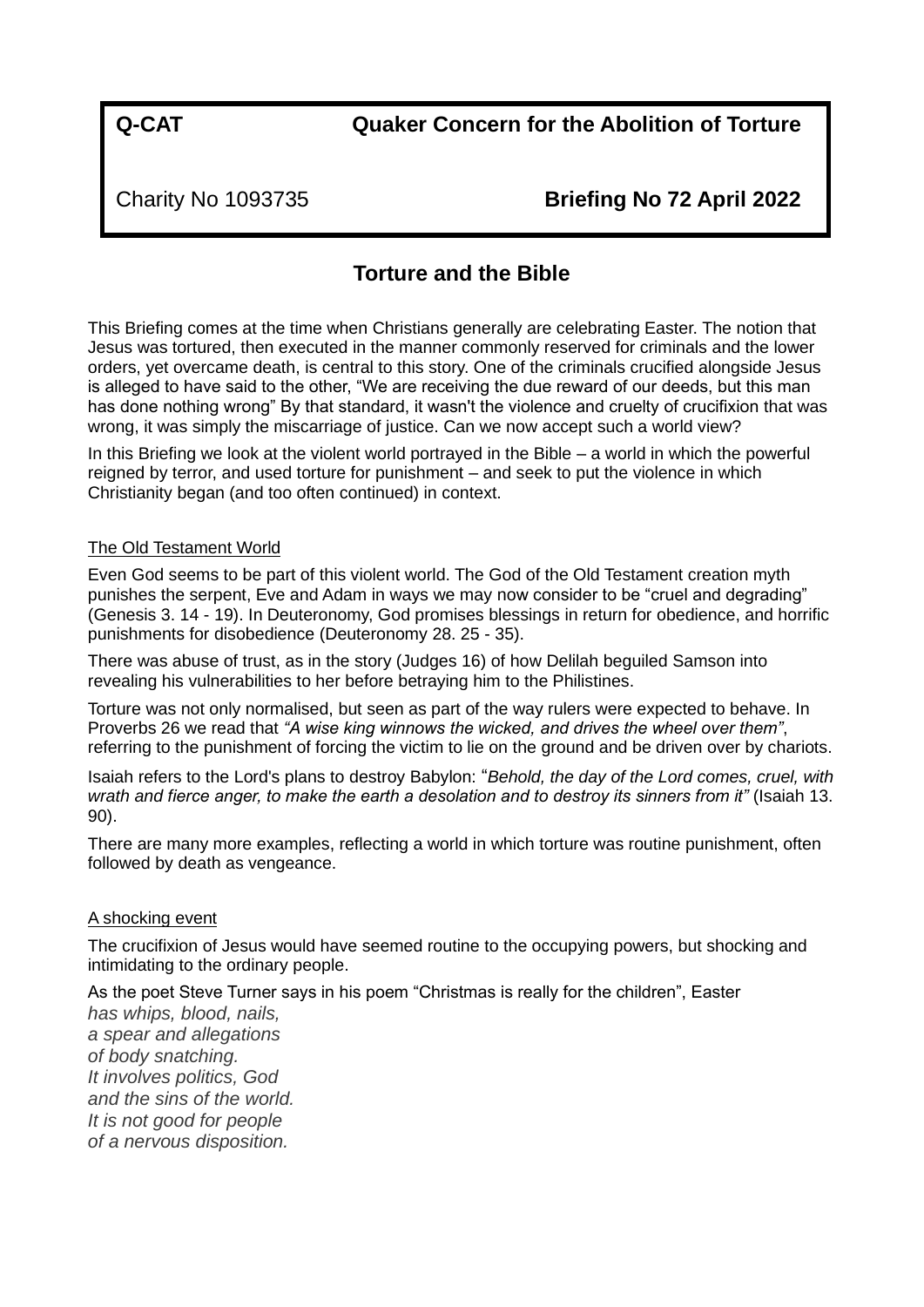**Q-CAT** **Quaker Concern for the Abolition of Torture**

Charity No 1093735 **Briefing No 72 April 2022**

# Torture and the Bible

This Briefing comes at the time when Christians generally are celebrating Easter. The notion that Jesus was tortured, then executed in the manner commonly reserved for criminals and the lower orders, yet overcame death, is central to this story. One of the criminals crucified alongside Jesus is alleged to have said to the other, "We are receiving the due reward of our deeds, but this man has done nothing wrong" By that standard, it wasn't the violence and cruelty of crucifixion that was wrong, it was simply the miscarriage of justice. Can we now accept such a world view?

In this Briefing we look at the violent world portrayed in the Bible – a world in which the powerful reigned by terror, and used torture for punishment – and seek to put the violence in which Christianity began (and too often continued) in context.

## The Old Testament World

Even God seems to be part of this violent world. The God of the Old Testament creation myth punishes the serpent, Eve and Adam in ways we may now consider to be "cruel and degrading" (Genesis 3. 14 - 19). In Deuteronomy, God promises blessings in return for obedience, and horrific punishments for disobedience (Deuteronomy 28. 25 - 35).

There was abuse of trust, as in the story (Judges 16) of how Delilah beguiled Samson into revealing his vulnerabilities to her before betraying him to the Philistines.

Torture was not only normalised, but seen as part of the way rulers were expected to behave. In Proverbs 26 we read that *"A wise king winnows the wicked, and drives the wheel over them"*, referring to the punishment of forcing the victim to lie on the ground and be driven over by chariots.

Isaiah refers to the Lord's plans to destroy Babylon: "*Behold, the day of the Lord comes, cruel, with wrath and fierce anger, to make the earth a desolation and to destroy its sinners from it"* (Isaiah 13. 90).

There are many more examples, reflecting a world in which torture was routine punishment, often followed by death as vengeance.

## A shocking event

The crucifixion of Jesus would have seemed routine to the occupying powers, but shocking and intimidating to the ordinary people.

As the poet Steve Turner says in his poem "Christmas is really for the children", Easter
*has whips, blood, nails,*
*a spear and allegations*
*of body snatching.*
*It involves politics, God*
*and the sins of the world.*
*It is not good for people*
*of a nervous disposition.*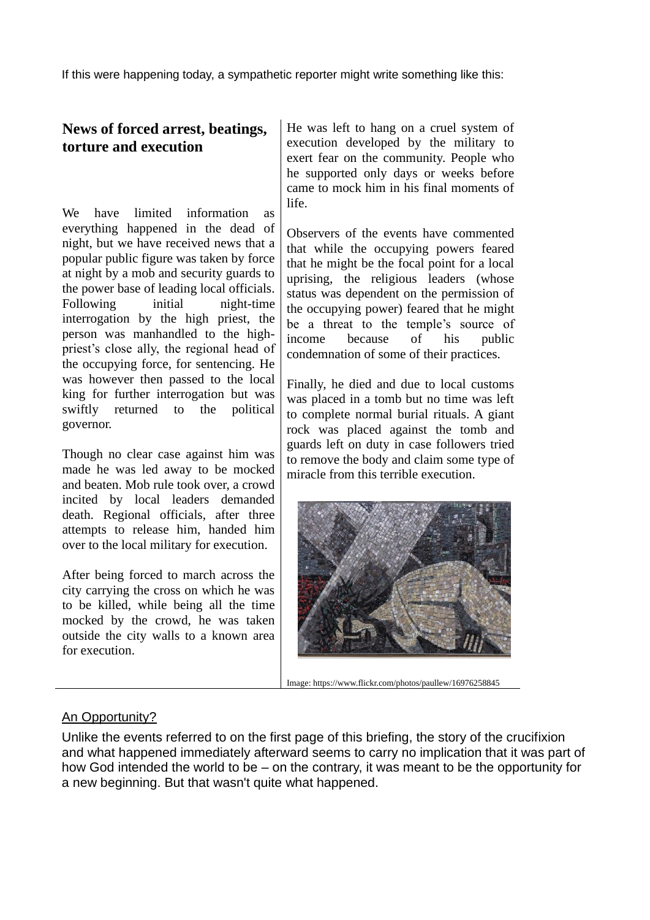If this were happening today, a sympathetic reporter might write something like this:

## News of forced arrest, beatings, torture and execution

We have limited information as everything happened in the dead of night, but we have received news that a popular public figure was taken by force at night by a mob and security guards to the power base of leading local officials. Following initial night-time interrogation by the high priest, the person was manhandled to the high-priest's close ally, the regional head of the occupying force, for sentencing. He was however then passed to the local king for further interrogation but was swiftly returned to the political governor.

Though no clear case against him was made he was led away to be mocked and beaten. Mob rule took over, a crowd incited by local leaders demanded death. Regional officials, after three attempts to release him, handed him over to the local military for execution.

After being forced to march across the city carrying the cross on which he was to be killed, while being all the time mocked by the crowd, he was taken outside the city walls to a known area for execution.

He was left to hang on a cruel system of execution developed by the military to exert fear on the community. People who he supported only days or weeks before came to mock him in his final moments of life.

Observers of the events have commented that while the occupying powers feared that he might be the focal point for a local uprising, the religious leaders (whose status was dependent on the permission of the occupying power) feared that he might be a threat to the temple's source of income because of his public condemnation of some of their practices.

Finally, he died and due to local customs was placed in a tomb but no time was left to complete normal burial rituals. A giant rock was placed against the tomb and guards left on duty in case followers tried to remove the body and claim some type of miracle from this terrible execution.

Image: https://www.flickr.com/photos/paullew/16976258845

## An Opportunity?

Unlike the events referred to on the first page of this briefing, the story of the crucifixion and what happened immediately afterward seems to carry no implication that it was part of how God intended the world to be – on the contrary, it was meant to be the opportunity for a new beginning. But that wasn't quite what happened.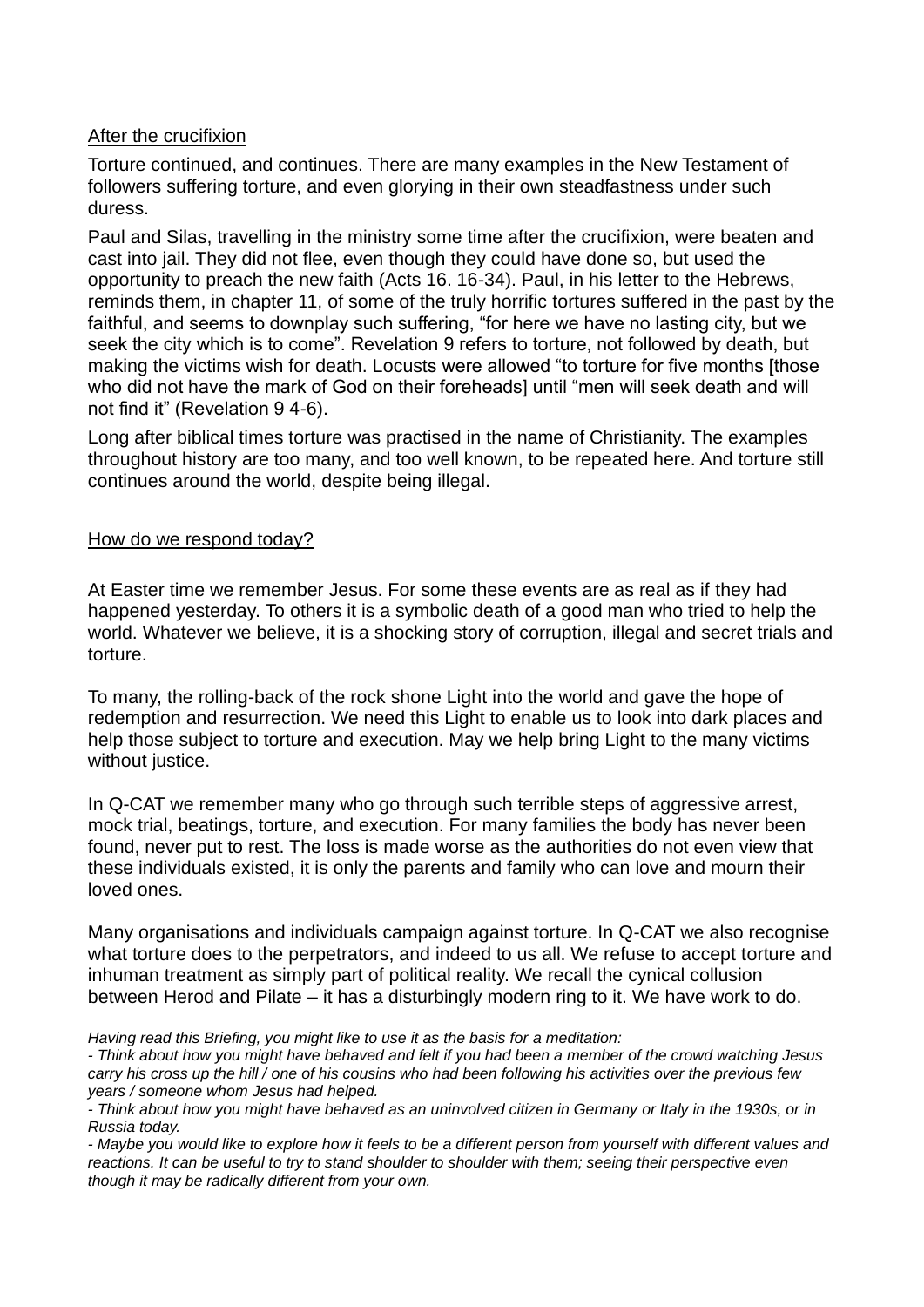## After the crucifixion

Torture continued, and continues. There are many examples in the New Testament of followers suffering torture, and even glorying in their own steadfastness under such duress.

Paul and Silas, travelling in the ministry some time after the crucifixion, were beaten and cast into jail. They did not flee, even though they could have done so, but used the opportunity to preach the new faith (Acts 16. 16-34). Paul, in his letter to the Hebrews, reminds them, in chapter 11, of some of the truly horrific tortures suffered in the past by the faithful, and seems to downplay such suffering, "for here we have no lasting city, but we seek the city which is to come". Revelation 9 refers to torture, not followed by death, but making the victims wish for death. Locusts were allowed "to torture for five months [those who did not have the mark of God on their foreheads] until "men will seek death and will not find it" (Revelation 9 4-6).

Long after biblical times torture was practised in the name of Christianity. The examples throughout history are too many, and too well known, to be repeated here. And torture still continues around the world, despite being illegal.

## How do we respond today?

At Easter time we remember Jesus. For some these events are as real as if they had happened yesterday. To others it is a symbolic death of a good man who tried to help the world. Whatever we believe, it is a shocking story of corruption, illegal and secret trials and torture.

To many, the rolling-back of the rock shone Light into the world and gave the hope of redemption and resurrection. We need this Light to enable us to look into dark places and help those subject to torture and execution. May we help bring Light to the many victims without justice.

In Q-CAT we remember many who go through such terrible steps of aggressive arrest, mock trial, beatings, torture, and execution. For many families the body has never been found, never put to rest. The loss is made worse as the authorities do not even view that these individuals existed, it is only the parents and family who can love and mourn their loved ones.

Many organisations and individuals campaign against torture. In Q-CAT we also recognise what torture does to the perpetrators, and indeed to us all. We refuse to accept torture and inhuman treatment as simply part of political reality. We recall the cynical collusion between Herod and Pilate – it has a disturbingly modern ring to it. We have work to do.

*Having read this Briefing, you might like to use it as the basis for a meditation:*

*- Think about how you might have behaved and felt if you had been a member of the crowd watching Jesus carry his cross up the hill / one of his cousins who had been following his activities over the previous few years / someone whom Jesus had helped.*

*- Think about how you might have behaved as an uninvolved citizen in Germany or Italy in the 1930s, or in Russia today.*

*- Maybe you would like to explore how it feels to be a different person from yourself with different values and reactions. It can be useful to try to stand shoulder to shoulder with them; seeing their perspective even though it may be radically different from your own.*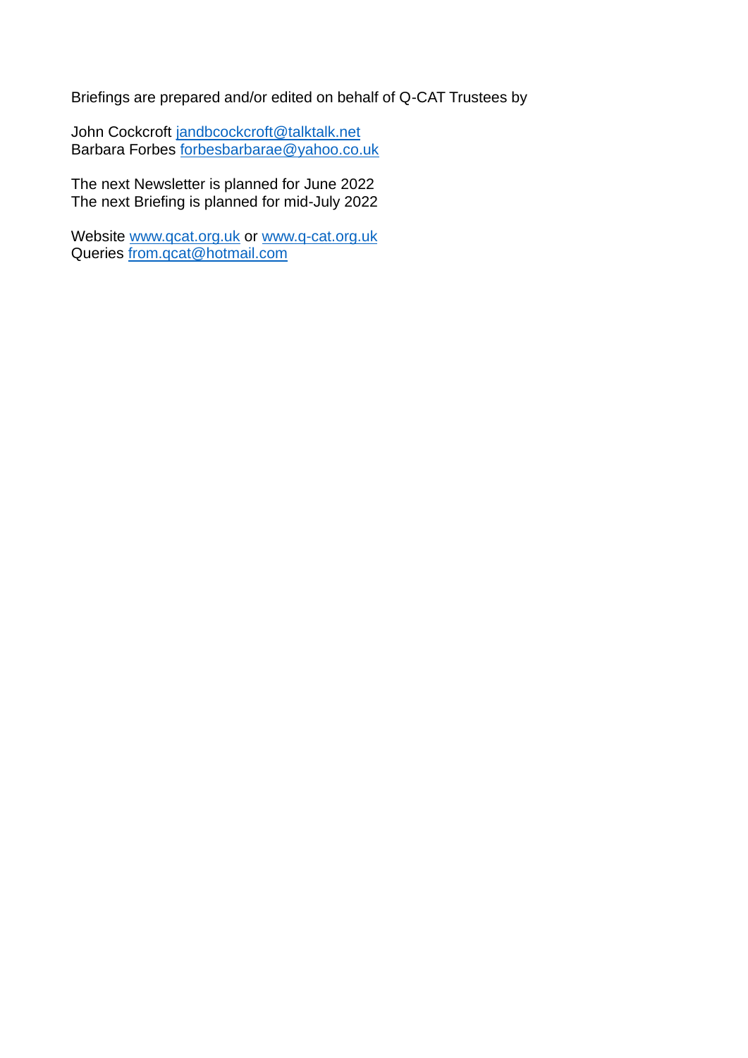Briefings are prepared and/or edited on behalf of Q-CAT Trustees by

John Cockcroft jandbcockcroft@talktalk.net
Barbara Forbes forbesbarbarae@yahoo.co.uk

The next Newsletter is planned for June 2022
The next Briefing is planned for mid-July 2022

Website www.qcat.org.uk or www.q-cat.org.uk
Queries from.qcat@hotmail.com